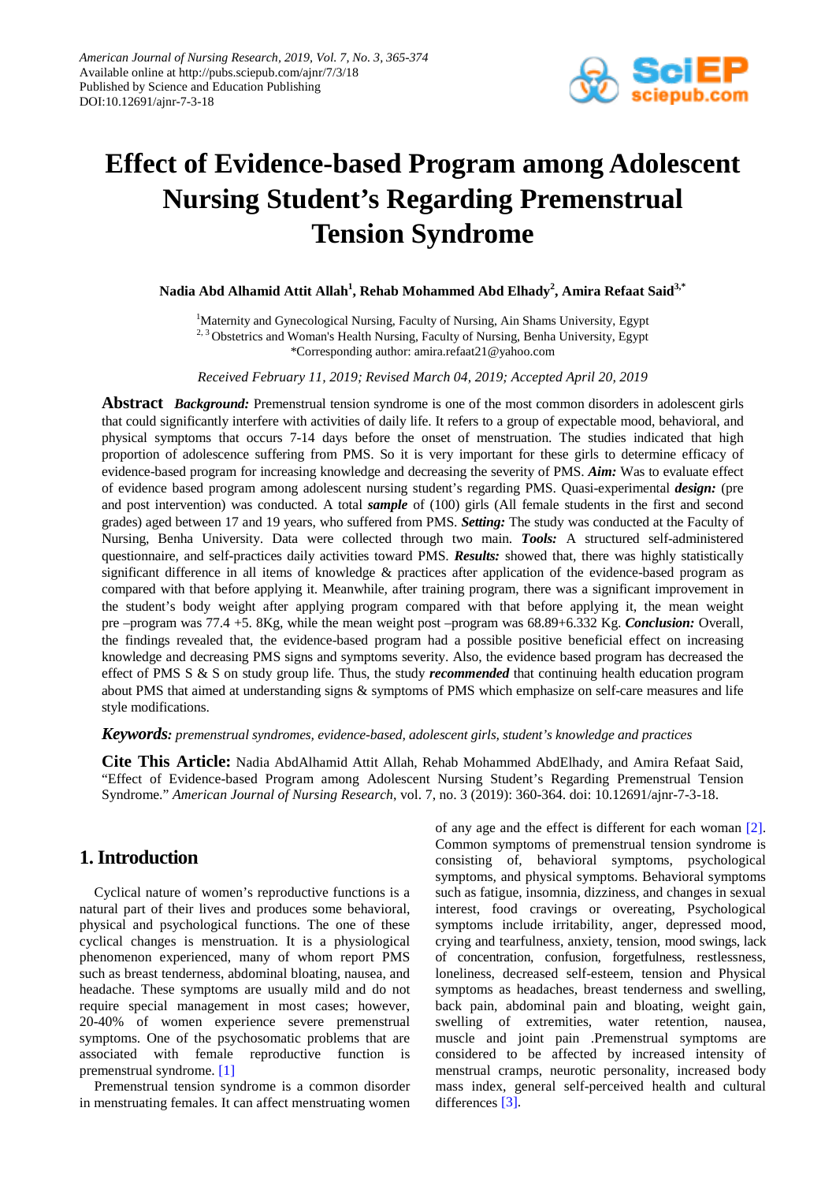American Journal of Nursing Research, 2019, Vol. 7, No. 3, 365-374
Available online at http://pubs.sciepub.com/ajnr/7/3/18
Published by Science and Education Publishing
DOI:10.12691/ajnr-7-3-18

# Effect of Evidence-based Program among Adolescent Nursing Student's Regarding Premenstrual Tension Syndrome

**Nadia Abd Alhamid Attit Allah[1], Rehab Mohammed Abd Elhady[2], Amira Refaat Said[3,*]**

[1]Maternity and Gynecological Nursing, Faculty of Nursing, Ain Shams University, Egypt
[2, 3] Obstetrics and Woman's Health Nursing, Faculty of Nursing, Benha University, Egypt
*Corresponding author: amira.refaat21@yahoo.com

*Received February 11, 2019; Revised March 04, 2019; Accepted April 20, 2019*

**Abstract** ***Background:*** Premenstrual tension syndrome is one of the most common disorders in adolescent girls that could significantly interfere with activities of daily life. It refers to a group of expectable mood, behavioral, and physical symptoms that occurs 7-14 days before the onset of menstruation. The studies indicated that high proportion of adolescence suffering from PMS. So it is very important for these girls to determine efficacy of evidence-based program for increasing knowledge and decreasing the severity of PMS. ***Aim:*** Was to evaluate effect of evidence based program among adolescent nursing student's regarding PMS. Quasi-experimental ***design:*** (pre and post intervention) was conducted. A total ***sample*** of (100) girls (All female students in the first and second grades) aged between 17 and 19 years, who suffered from PMS. ***Setting:*** The study was conducted at the Faculty of Nursing, Benha University. Data were collected through two main. ***Tools:*** A structured self-administered questionnaire, and self-practices daily activities toward PMS. ***Results:*** showed that, there was highly statistically significant difference in all items of knowledge & practices after application of the evidence-based program as compared with that before applying it. Meanwhile, after training program, there was a significant improvement in the student's body weight after applying program compared with that before applying it, the mean weight pre –program was 77.4 +5. 8Kg, while the mean weight post –program was 68.89+6.332 Kg. ***Conclusion:*** Overall, the findings revealed that, the evidence-based program had a possible positive beneficial effect on increasing knowledge and decreasing PMS signs and symptoms severity. Also, the evidence based program has decreased the effect of PMS S & S on study group life. Thus, the study ***recommended*** that continuing health education program about PMS that aimed at understanding signs & symptoms of PMS which emphasize on self-care measures and life style modifications.

***Keywords:*** *premenstrual syndromes, evidence-based, adolescent girls, student's knowledge and practices*

**Cite This Article:** Nadia AbdAlhamid Attit Allah, Rehab Mohammed AbdElhady, and Amira Refaat Said, "Effect of Evidence-based Program among Adolescent Nursing Student's Regarding Premenstrual Tension Syndrome." *American Journal of Nursing Research*, vol. 7, no. 3 (2019): 360-364. doi: 10.12691/ajnr-7-3-18.

## 1. Introduction

Cyclical nature of women's reproductive functions is a natural part of their lives and produces some behavioral, physical and psychological functions. The one of these cyclical changes is menstruation. It is a physiological phenomenon experienced, many of whom report PMS such as breast tenderness, abdominal bloating, nausea, and headache. These symptoms are usually mild and do not require special management in most cases; however, 20-40% of women experience severe premenstrual symptoms. One of the psychosomatic problems that are associated with female reproductive function is premenstrual syndrome. [1]

Premenstrual tension syndrome is a common disorder in menstruating females. It can affect menstruating women of any age and the effect is different for each woman [2]. Common symptoms of premenstrual tension syndrome is consisting of, behavioral symptoms, psychological symptoms, and physical symptoms. Behavioral symptoms such as fatigue, insomnia, dizziness, and changes in sexual interest, food cravings or overeating, Psychological symptoms include irritability, anger, depressed mood, crying and tearfulness, anxiety, tension, mood swings, lack of concentration, confusion, forgetfulness, restlessness, loneliness, decreased self-esteem, tension and Physical symptoms as headaches, breast tenderness and swelling, back pain, abdominal pain and bloating, weight gain, swelling of extremities, water retention, nausea, muscle and joint pain .Premenstrual symptoms are considered to be affected by increased intensity of menstrual cramps, neurotic personality, increased body mass index, general self-perceived health and cultural differences [3].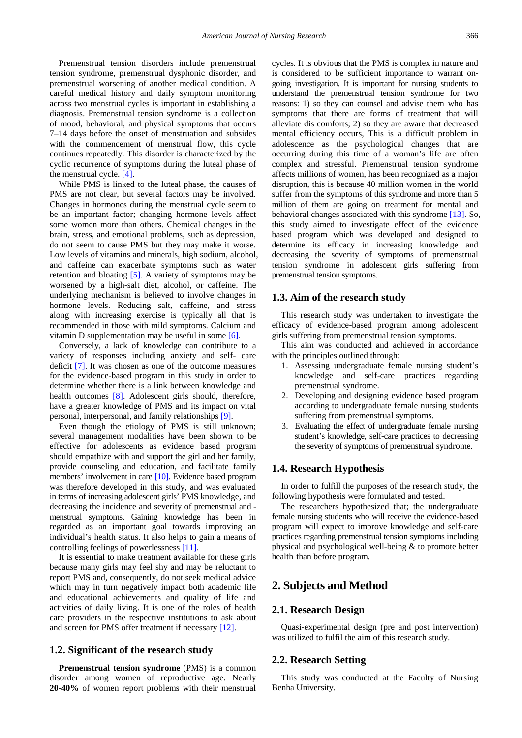Premenstrual tension disorders include premenstrual tension syndrome, premenstrual dysphonic disorder, and premenstrual worsening of another medical condition. A careful medical history and daily symptom monitoring across two menstrual cycles is important in establishing a diagnosis. Premenstrual tension syndrome is a collection of mood, behavioral, and physical symptoms that occurs 7–14 days before the onset of menstruation and subsides with the commencement of menstrual flow, this cycle continues repeatedly. This disorder is characterized by the cyclic recurrence of symptoms during the luteal phase of the menstrual cycle. [4].

While PMS is linked to the luteal phase, the causes of PMS are not clear, but several factors may be involved. Changes in hormones during the menstrual cycle seem to be an important factor; changing hormone levels affect some women more than others. Chemical changes in the brain, stress, and emotional problems, such as depression, do not seem to cause PMS but they may make it worse. Low levels of vitamins and minerals, high sodium, alcohol, and caffeine can exacerbate symptoms such as water retention and bloating [5]. A variety of symptoms may be worsened by a high-salt diet, alcohol, or caffeine. The underlying mechanism is believed to involve changes in hormone levels. Reducing salt, caffeine, and stress along with increasing exercise is typically all that is recommended in those with mild symptoms. Calcium and vitamin D supplementation may be useful in some [6].

Conversely, a lack of knowledge can contribute to a variety of responses including anxiety and self- care deficit [7]. It was chosen as one of the outcome measures for the evidence-based program in this study in order to determine whether there is a link between knowledge and health outcomes [8]. Adolescent girls should, therefore, have a greater knowledge of PMS and its impact on vital personal, interpersonal, and family relationships [9].

Even though the etiology of PMS is still unknown; several management modalities have been shown to be effective for adolescents as evidence based program should empathize with and support the girl and her family, provide counseling and education, and facilitate family members' involvement in care [10]. Evidence based program was therefore developed in this study, and was evaluated in terms of increasing adolescent girls' PMS knowledge, and decreasing the incidence and severity of premenstrual and - menstrual symptoms. Gaining knowledge has been in regarded as an important goal towards improving an individual's health status. It also helps to gain a means of controlling feelings of powerlessness [11].

It is essential to make treatment available for these girls because many girls may feel shy and may be reluctant to report PMS and, consequently, do not seek medical advice which may in turn negatively impact both academic life and educational achievements and quality of life and activities of daily living. It is one of the roles of health care providers in the respective institutions to ask about and screen for PMS offer treatment if necessary [12].

### 1.2. Significant of the research study

**Premenstrual tension syndrome** (PMS) is a common disorder among women of reproductive age. Nearly **20-40%** of women report problems with their menstrual cycles. It is obvious that the PMS is complex in nature and is considered to be sufficient importance to warrant on-going investigation. It is important for nursing students to understand the premenstrual tension syndrome for two reasons: 1) so they can counsel and advise them who has symptoms that there are forms of treatment that will alleviate dis comforts; 2) so they are aware that decreased mental efficiency occurs, This is a difficult problem in adolescence as the psychological changes that are occurring during this time of a woman's life are often complex and stressful. Premenstrual tension syndrome affects millions of women, has been recognized as a major disruption, this is because 40 million women in the world suffer from the symptoms of this syndrome and more than 5 million of them are going on treatment for mental and behavioral changes associated with this syndrome [13]. So, this study aimed to investigate effect of the evidence based program which was developed and designed to determine its efficacy in increasing knowledge and decreasing the severity of symptoms of premenstrual tension syndrome in adolescent girls suffering from premenstrual tension symptoms.

### 1.3. Aim of the research study

This research study was undertaken to investigate the efficacy of evidence-based program among adolescent girls suffering from premenstrual tension symptoms.

This aim was conducted and achieved in accordance with the principles outlined through:

1. Assessing undergraduate female nursing student's knowledge and self-care practices regarding premenstrual syndrome.
2. Developing and designing evidence based program according to undergraduate female nursing students suffering from premenstrual symptoms.
3. Evaluating the effect of undergraduate female nursing student's knowledge, self-care practices to decreasing the severity of symptoms of premenstrual syndrome.

### 1.4. Research Hypothesis

In order to fulfill the purposes of the research study, the following hypothesis were formulated and tested.

The researchers hypothesized that; the undergraduate female nursing students who will receive the evidence-based program will expect to improve knowledge and self-care practices regarding premenstrual tension symptoms including physical and psychological well-being & to promote better health than before program.

## 2. Subjects and Method

### 2.1. Research Design

Quasi-experimental design (pre and post intervention) was utilized to fulfil the aim of this research study.

### 2.2. Research Setting

This study was conducted at the Faculty of Nursing Benha University.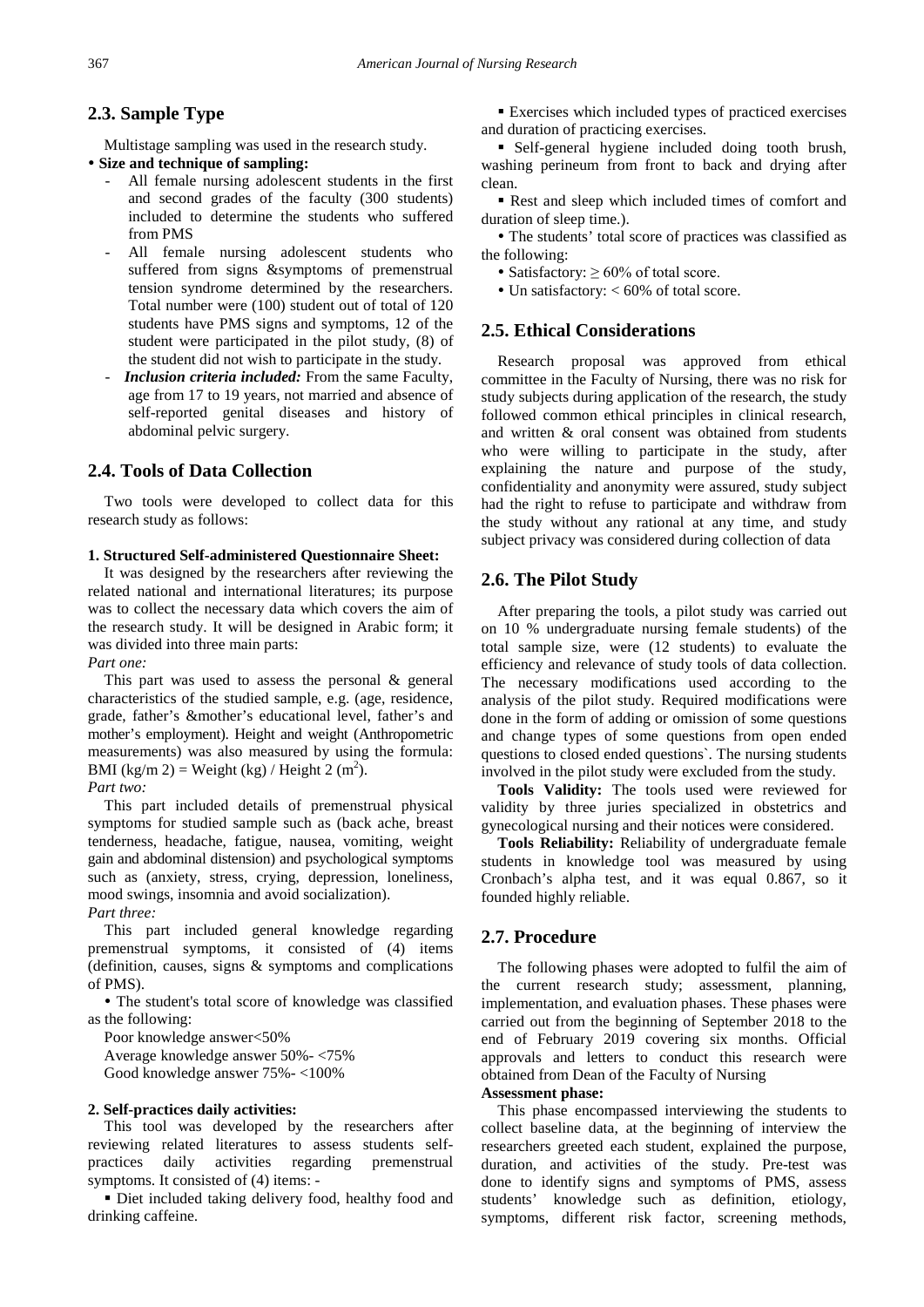## 2.3. Sample Type

Multistage sampling was used in the research study.

- **Size and technique of sampling:**
  - All female nursing adolescent students in the first and second grades of the faculty (300 students) included to determine the students who suffered from PMS
  - All female nursing adolescent students who suffered from signs &symptoms of premenstrual tension syndrome determined by the researchers. Total number were (100) student out of total of 120 students have PMS signs and symptoms, 12 of the student were participated in the pilot study, (8) of the student did not wish to participate in the study.
  - ***Inclusion criteria included:*** From the same Faculty, age from 17 to 19 years, not married and absence of self-reported genital diseases and history of abdominal pelvic surgery.

## 2.4. Tools of Data Collection

Two tools were developed to collect data for this research study as follows:

**1. Structured Self-administered Questionnaire Sheet:**

It was designed by the researchers after reviewing the related national and international literatures; its purpose was to collect the necessary data which covers the aim of the research study. It will be designed in Arabic form; it was divided into three main parts:

*Part one:*

This part was used to assess the personal & general characteristics of the studied sample, e.g. (age, residence, grade, father's &mother's educational level, father's and mother's employment). Height and weight (Anthropometric measurements) was also measured by using the formula: BMI (kg/m 2) = Weight (kg) / Height 2 ($m^2$).

*Part two:*

This part included details of premenstrual physical symptoms for studied sample such as (back ache, breast tenderness, headache, fatigue, nausea, vomiting, weight gain and abdominal distension) and psychological symptoms such as (anxiety, stress, crying, depression, loneliness, mood swings, insomnia and avoid socialization).

*Part three:*

This part included general knowledge regarding premenstrual symptoms, it consisted of (4) items (definition, causes, signs & symptoms and complications of PMS).

- The student's total score of knowledge was classified as the following:

Poor knowledge answer<50%
Average knowledge answer 50%- <75%
Good knowledge answer 75%- <100%

**2. Self-practices daily activities:**

This tool was developed by the researchers after reviewing related literatures to assess students self-practices daily activities regarding premenstrual symptoms. It consisted of (4) items: -

- Diet included taking delivery food, healthy food and drinking caffeine.
- Exercises which included types of practiced exercises and duration of practicing exercises.
- Self-general hygiene included doing tooth brush, washing perineum from front to back and drying after clean.
- Rest and sleep which included times of comfort and duration of sleep time.).

- The students' total score of practices was classified as the following:
  - Satisfactory: ≥ 60% of total score.
  - Un satisfactory: < 60% of total score.

## 2.5. Ethical Considerations

Research proposal was approved from ethical committee in the Faculty of Nursing, there was no risk for study subjects during application of the research, the study followed common ethical principles in clinical research, and written & oral consent was obtained from students who were willing to participate in the study, after explaining the nature and purpose of the study, confidentiality and anonymity were assured, study subject had the right to refuse to participate and withdraw from the study without any rational at any time, and study subject privacy was considered during collection of data

## 2.6. The Pilot Study

After preparing the tools, a pilot study was carried out on 10 % undergraduate nursing female students) of the total sample size, were (12 students) to evaluate the efficiency and relevance of study tools of data collection. The necessary modifications used according to the analysis of the pilot study. Required modifications were done in the form of adding or omission of some questions and change types of some questions from open ended questions to closed ended questions`. The nursing students involved in the pilot study were excluded from the study.

**Tools Validity:** The tools used were reviewed for validity by three juries specialized in obstetrics and gynecological nursing and their notices were considered.

**Tools Reliability:** Reliability of undergraduate female students in knowledge tool was measured by using Cronbach's alpha test, and it was equal 0.867, so it founded highly reliable.

## 2.7. Procedure

The following phases were adopted to fulfil the aim of the current research study; assessment, planning, implementation, and evaluation phases. These phases were carried out from the beginning of September 2018 to the end of February 2019 covering six months. Official approvals and letters to conduct this research were obtained from Dean of the Faculty of Nursing

**Assessment phase:**

This phase encompassed interviewing the students to collect baseline data, at the beginning of interview the researchers greeted each student, explained the purpose, duration, and activities of the study. Pre-test was done to identify signs and symptoms of PMS, assess students' knowledge such as definition, etiology, symptoms, different risk factor, screening methods,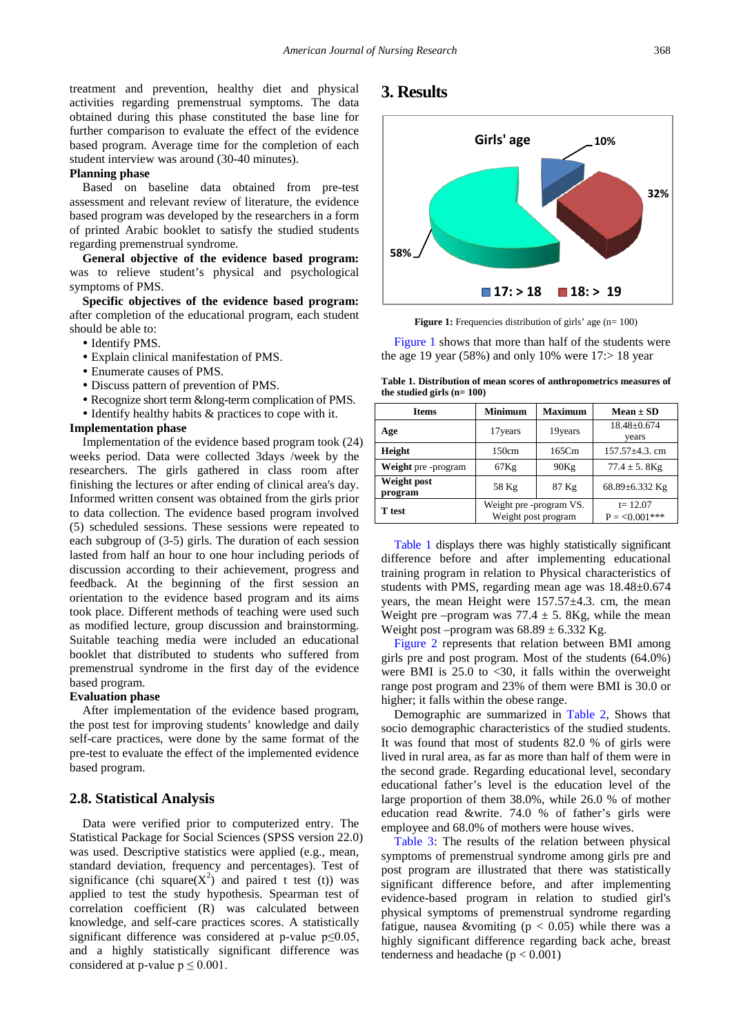treatment and prevention, healthy diet and physical activities regarding premenstrual symptoms. The data obtained during this phase constituted the base line for further comparison to evaluate the effect of the evidence based program. Average time for the completion of each student interview was around (30-40 minutes).

**Planning phase**

Based on baseline data obtained from pre-test assessment and relevant review of literature, the evidence based program was developed by the researchers in a form of printed Arabic booklet to satisfy the studied students regarding premenstrual syndrome.

**General objective of the evidence based program:** was to relieve student's physical and psychological symptoms of PMS.

**Specific objectives of the evidence based program:** after completion of the educational program, each student should be able to:

- Identify PMS.
- Explain clinical manifestation of PMS.
- Enumerate causes of PMS.
- Discuss pattern of prevention of PMS.
- Recognize short term &long-term complication of PMS.
- Identify healthy habits & practices to cope with it.

**Implementation phase**

Implementation of the evidence based program took (24) weeks period. Data were collected 3days /week by the researchers. The girls gathered in class room after finishing the lectures or after ending of clinical area's day. Informed written consent was obtained from the girls prior to data collection. The evidence based program involved (5) scheduled sessions. These sessions were repeated to each subgroup of (3-5) girls. The duration of each session lasted from half an hour to one hour including periods of discussion according to their achievement, progress and feedback. At the beginning of the first session an orientation to the evidence based program and its aims took place. Different methods of teaching were used such as modified lecture, group discussion and brainstorming. Suitable teaching media were included an educational booklet that distributed to students who suffered from premenstrual syndrome in the first day of the evidence based program.

**Evaluation phase**

After implementation of the evidence based program, the post test for improving students' knowledge and daily self-care practices, were done by the same format of the pre-test to evaluate the effect of the implemented evidence based program.

## 2.8. Statistical Analysis

Data were verified prior to computerized entry. The Statistical Package for Social Sciences (SPSS version 22.0) was used. Descriptive statistics were applied (e.g., mean, standard deviation, frequency and percentages). Test of significance (chi square($X^2$) and paired t test (t)) was applied to test the study hypothesis. Spearman test of correlation coefficient (R) was calculated between knowledge, and self-care practices scores. A statistically significant difference was considered at p-value $p \leq 0.05$, and a highly statistically significant difference was considered at p-value $p \leq 0.001$.

# 3. Results

**Figure 1:** Frequencies distribution of girls' age (n= 100)

Figure 1 shows that more than half of the students were the age 19 year (58%) and only 10% were 17:> 18 year

**Table 1. Distribution of mean scores of anthropometrics measures of the studied girls (n= 100)**

| Items | Minimum | Maximum | Mean ± SD |
|---|---|---|---|
| **Age** | 17years | 19years | 18.48±0.674 years |
| **Height** | 150cm | 165Cm | 157.57±4.3. cm |
| **Weight** pre -program | 67Kg | 90Kg | 77.4 ± 5. 8Kg |
| **Weight post program** | 58 Kg | 87 Kg | 68.89±6.332 Kg |
| **T test** | Weight pre -program VS. Weight post program | | t= 12.07 P = <0.001*** |

Table 1 displays there was highly statistically significant difference before and after implementing educational training program in relation to Physical characteristics of students with PMS, regarding mean age was 18.48±0.674 years, the mean Height were 157.57±4.3. cm, the mean Weight pre –program was 77.4 ± 5. 8Kg, while the mean Weight post –program was 68.89 ± 6.332 Kg.

Figure 2 represents that relation between BMI among girls pre and post program. Most of the students (64.0%) were BMI is 25.0 to <30, it falls within the overweight range post program and 23% of them were BMI is 30.0 or higher; it falls within the obese range.

Demographic are summarized in Table 2, Shows that socio demographic characteristics of the studied students. It was found that most of students 82.0 % of girls were lived in rural area, as far as more than half of them were in the second grade. Regarding educational level, secondary educational father's level is the education level of the large proportion of them 38.0%, while 26.0 % of mother education read &write. 74.0 % of father's girls were employee and 68.0% of mothers were house wives.

Table 3: The results of the relation between physical symptoms of premenstrual syndrome among girls pre and post program are illustrated that there was statistically significant difference before, and after implementing evidence-based program in relation to studied girl's physical symptoms of premenstrual syndrome regarding fatigue, nausea &vomiting ($p < 0.05$) while there was a highly significant difference regarding back ache, breast tenderness and headache ($p < 0.001$)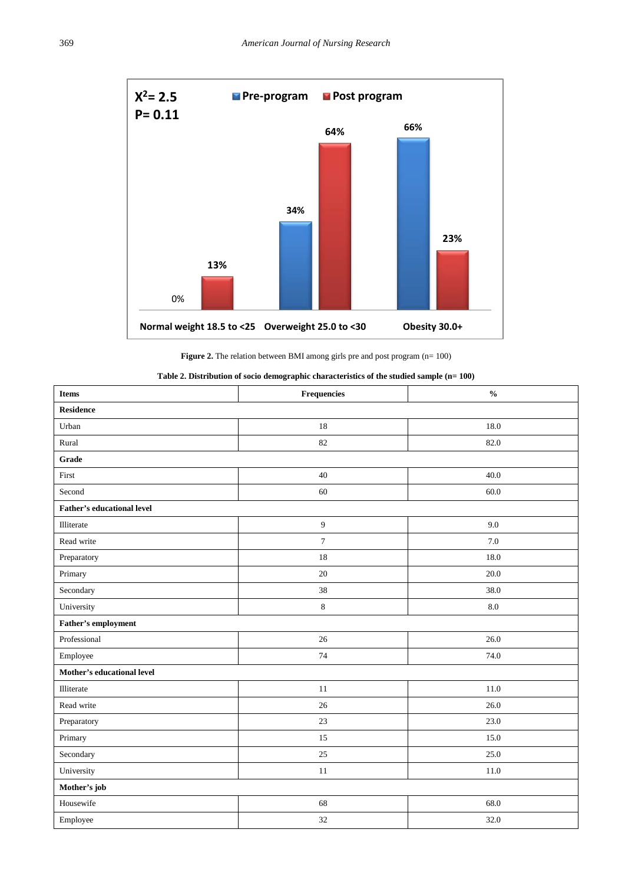**Figure 2.** The relation between BMI among girls pre and post program (n= 100)

**Table 2. Distribution of socio demographic characteristics of the studied sample (n= 100)**

| Items | Frequencies | % |
|---|---|---|
| **Residence** | | |
| Urban | 18 | 18.0 |
| Rural | 82 | 82.0 |
| **Grade** | | |
| First | 40 | 40.0 |
| Second | 60 | 60.0 |
| **Father's educational level** | | |
| Illiterate | 9 | 9.0 |
| Read write | 7 | 7.0 |
| Preparatory | 18 | 18.0 |
| Primary | 20 | 20.0 |
| Secondary | 38 | 38.0 |
| University | 8 | 8.0 |
| **Father's employment** | | |
| Professional | 26 | 26.0 |
| Employee | 74 | 74.0 |
| **Mother's educational level** | | |
| Illiterate | 11 | 11.0 |
| Read write | 26 | 26.0 |
| Preparatory | 23 | 23.0 |
| Primary | 15 | 15.0 |
| Secondary | 25 | 25.0 |
| University | 11 | 11.0 |
| **Mother's job** | | |
| Housewife | 68 | 68.0 |
| Employee | 32 | 32.0 |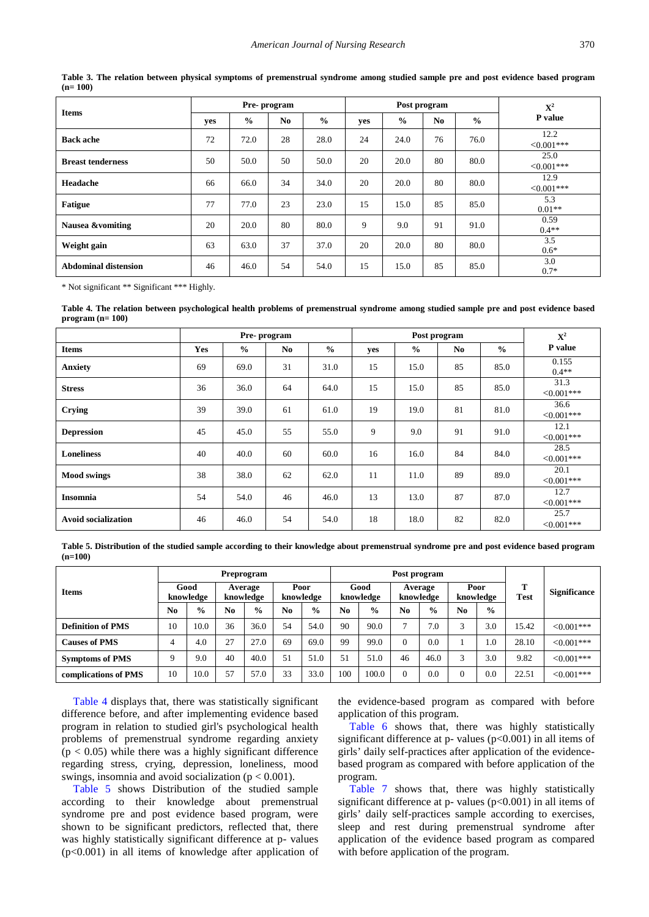**Table 3. The relation between physical symptoms of premenstrual syndrome among studied sample pre and post evidence based program (n= 100)**

| Items | Pre- program | | | | Post program | | | | $X^2$ P value |
|---|---|---|---|---|---|---|---|---|---|
| | yes | % | No | % | yes | % | No | % | |
| **Back ache** | 72 | 72.0 | 28 | 28.0 | 24 | 24.0 | 76 | 76.0 | 12.2 <0.001*** |
| **Breast tenderness** | 50 | 50.0 | 50 | 50.0 | 20 | 20.0 | 80 | 80.0 | 25.0 <0.001*** |
| **Headache** | 66 | 66.0 | 34 | 34.0 | 20 | 20.0 | 80 | 80.0 | 12.9 <0.001*** |
| **Fatigue** | 77 | 77.0 | 23 | 23.0 | 15 | 15.0 | 85 | 85.0 | 5.3 0.01** |
| **Nausea &vomiting** | 20 | 20.0 | 80 | 80.0 | 9 | 9.0 | 91 | 91.0 | 0.59 0.4** |
| **Weight gain** | 63 | 63.0 | 37 | 37.0 | 20 | 20.0 | 80 | 80.0 | 3.5 0.6* |
| **Abdominal distension** | 46 | 46.0 | 54 | 54.0 | 15 | 15.0 | 85 | 85.0 | 3.0 0.7* |

* Not significant ** Significant *** Highly.

**Table 4. The relation between psychological health problems of premenstrual syndrome among studied sample pre and post evidence based program (n= 100)**

| | Pre- program | | | | Post program | | | | $X^2$ |
|---|---|---|---|---|---|---|---|---|---|
| **Items** | Yes | % | No | % | yes | % | No | % | P value |
| **Anxiety** | 69 | 69.0 | 31 | 31.0 | 15 | 15.0 | 85 | 85.0 | 0.155 0.4** |
| **Stress** | 36 | 36.0 | 64 | 64.0 | 15 | 15.0 | 85 | 85.0 | 31.3 <0.001*** |
| **Crying** | 39 | 39.0 | 61 | 61.0 | 19 | 19.0 | 81 | 81.0 | 36.6 <0.001*** |
| **Depression** | 45 | 45.0 | 55 | 55.0 | 9 | 9.0 | 91 | 91.0 | 12.1 <0.001*** |
| **Loneliness** | 40 | 40.0 | 60 | 60.0 | 16 | 16.0 | 84 | 84.0 | 28.5 <0.001*** |
| **Mood swings** | 38 | 38.0 | 62 | 62.0 | 11 | 11.0 | 89 | 89.0 | 20.1 <0.001*** |
| **Insomnia** | 54 | 54.0 | 46 | 46.0 | 13 | 13.0 | 87 | 87.0 | 12.7 <0.001*** |
| **Avoid socialization** | 46 | 46.0 | 54 | 54.0 | 18 | 18.0 | 82 | 82.0 | 25.7 <0.001*** |

**Table 5. Distribution of the studied sample according to their knowledge about premenstrual syndrome pre and post evidence based program (n=100)**

| Items | Preprogram | | | | | | Post program | | | | | | T Test | Significance |
|---|---|---|---|---|---|---|---|---|---|---|---|---|---|---|
| | Good knowledge | | Average knowledge | | Poor knowledge | | Good knowledge | | Average knowledge | | Poor knowledge | | | |
| | No | % | No | % | No | % | No | % | No | % | No | % | | |
| **Definition of PMS** | 10 | 10.0 | 36 | 36.0 | 54 | 54.0 | 90 | 90.0 | 7 | 7.0 | 3 | 3.0 | 15.42 | <0.001*** |
| **Causes of PMS** | 4 | 4.0 | 27 | 27.0 | 69 | 69.0 | 99 | 99.0 | 0 | 0.0 | 1 | 1.0 | 28.10 | <0.001*** |
| **Symptoms of PMS** | 9 | 9.0 | 40 | 40.0 | 51 | 51.0 | 51 | 51.0 | 46 | 46.0 | 3 | 3.0 | 9.82 | <0.001*** |
| **complications of PMS** | 10 | 10.0 | 57 | 57.0 | 33 | 33.0 | 100 | 100.0 | 0 | 0.0 | 0 | 0.0 | 22.51 | <0.001*** |

Table 4 displays that, there was statistically significant difference before, and after implementing evidence based program in relation to studied girl's psychological health problems of premenstrual syndrome regarding anxiety ($p < 0.05$) while there was a highly significant difference regarding stress, crying, depression, loneliness, mood swings, insomnia and avoid socialization ($p < 0.001$).

Table 5 shows Distribution of the studied sample according to their knowledge about premenstrual syndrome pre and post evidence based program, were shown to be significant predictors, reflected that, there was highly statistically significant difference at p- values ($p<0.001$) in all items of knowledge after application of the evidence-based program as compared with before application of this program.

Table 6 shows that, there was highly statistically significant difference at p- values ($p<0.001$) in all items of girls' daily self-practices after application of the evidence-based program as compared with before application of the program.

Table 7 shows that, there was highly statistically significant difference at p- values ($p<0.001$) in all items of girls' daily self-practices sample according to exercises, sleep and rest during premenstrual syndrome after application of the evidence based program as compared with before application of the program.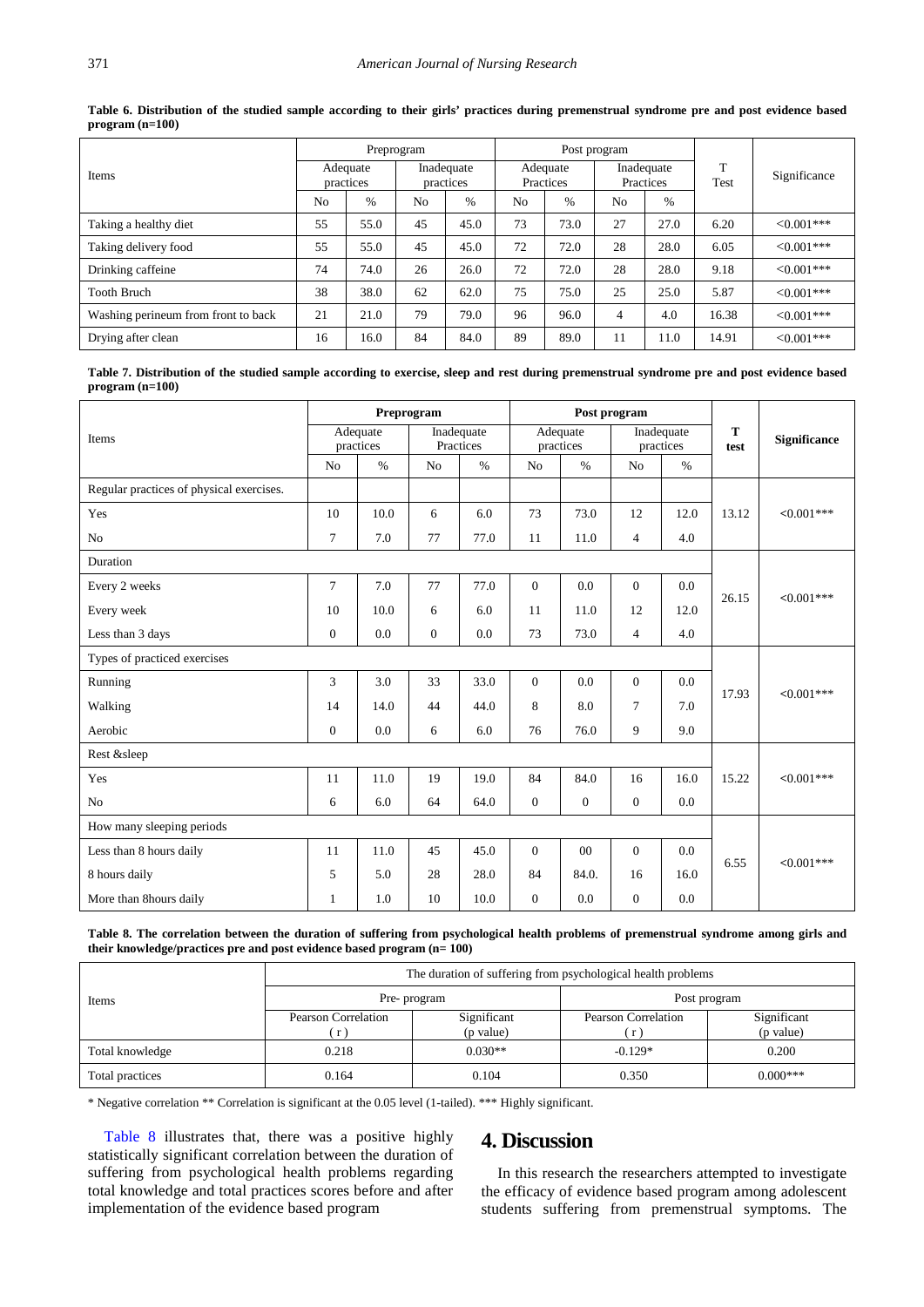**Table 6. Distribution of the studied sample according to their girls' practices during premenstrual syndrome pre and post evidence based program (n=100)**

| Items | Preprogram | | | | Post program | | | | T Test | Significance |
|---|---|---|---|---|---|---|---|---|---|---|
| | Adequate practices | | Inadequate practices | | Adequate Practices | | Inadequate Practices | | | |
| | No | % | No | % | No | % | No | % | | |
| Taking a healthy diet | 55 | 55.0 | 45 | 45.0 | 73 | 73.0 | 27 | 27.0 | 6.20 | <0.001*** |
| Taking delivery food | 55 | 55.0 | 45 | 45.0 | 72 | 72.0 | 28 | 28.0 | 6.05 | <0.001*** |
| Drinking caffeine | 74 | 74.0 | 26 | 26.0 | 72 | 72.0 | 28 | 28.0 | 9.18 | <0.001*** |
| Tooth Bruch | 38 | 38.0 | 62 | 62.0 | 75 | 75.0 | 25 | 25.0 | 5.87 | <0.001*** |
| Washing perineum from front to back | 21 | 21.0 | 79 | 79.0 | 96 | 96.0 | 4 | 4.0 | 16.38 | <0.001*** |
| Drying after clean | 16 | 16.0 | 84 | 84.0 | 89 | 89.0 | 11 | 11.0 | 14.91 | <0.001*** |

**Table 7. Distribution of the studied sample according to exercise, sleep and rest during premenstrual syndrome pre and post evidence based program (n=100)**

| Items | Preprogram | | | | Post program | | | | T test | Significance |
|---|---|---|---|---|---|---|---|---|---|---|
| | Adequate practices | | Inadequate Practices | | Adequate practices | | Inadequate practices | | | |
| | No | % | No | % | No | % | No | % | | |
| Regular practices of physical exercises. | | | | | | | | | | |
| Yes | 10 | 10.0 | 6 | 6.0 | 73 | 73.0 | 12 | 12.0 | 13.12 | <0.001*** |
| No | 7 | 7.0 | 77 | 77.0 | 11 | 11.0 | 4 | 4.0 | | |
| Duration | | | | | | | | | | |
| Every 2 weeks | 7 | 7.0 | 77 | 77.0 | 0 | 0.0 | 0 | 0.0 | 26.15 | <0.001*** |
| Every week | 10 | 10.0 | 6 | 6.0 | 11 | 11.0 | 12 | 12.0 | | |
| Less than 3 days | 0 | 0.0 | 0 | 0.0 | 73 | 73.0 | 4 | 4.0 | | |
| Types of practiced exercises | | | | | | | | | | |
| Running | 3 | 3.0 | 33 | 33.0 | 0 | 0.0 | 0 | 0.0 | 17.93 | <0.001*** |
| Walking | 14 | 14.0 | 44 | 44.0 | 8 | 8.0 | 7 | 7.0 | | |
| Aerobic | 0 | 0.0 | 6 | 6.0 | 76 | 76.0 | 9 | 9.0 | | |
| Rest &sleep | | | | | | | | | | |
| Yes | 11 | 11.0 | 19 | 19.0 | 84 | 84.0 | 16 | 16.0 | 15.22 | <0.001*** |
| No | 6 | 6.0 | 64 | 64.0 | 0 | 0 | 0 | 0.0 | | |
| How many sleeping periods | | | | | | | | | | |
| Less than 8 hours daily | 11 | 11.0 | 45 | 45.0 | 0 | 00 | 0 | 0.0 | 6.55 | <0.001*** |
| 8 hours daily | 5 | 5.0 | 28 | 28.0 | 84 | 84.0. | 16 | 16.0 | | |
| More than 8hours daily | 1 | 1.0 | 10 | 10.0 | 0 | 0.0 | 0 | 0.0 | | |

**Table 8. The correlation between the duration of suffering from psychological health problems of premenstrual syndrome among girls and their knowledge/practices pre and post evidence based program (n= 100)**

| Items | The duration of suffering from psychological health problems | | | |
|---|---|---|---|---|
| | Pre- program | | Post program | |
| | Pearson Correlation ( r ) | Significant (p value) | Pearson Correlation ( r ) | Significant (p value) |
| Total knowledge | 0.218 | 0.030** | -0.129* | 0.200 |
| Total practices | 0.164 | 0.104 | 0.350 | 0.000*** |

\* Negative correlation ** Correlation is significant at the 0.05 level (1-tailed). *** Highly significant.

Table 8 illustrates that, there was a positive highly statistically significant correlation between the duration of suffering from psychological health problems regarding total knowledge and total practices scores before and after implementation of the evidence based program

## 4. Discussion

In this research the researchers attempted to investigate the efficacy of evidence based program among adolescent students suffering from premenstrual symptoms. The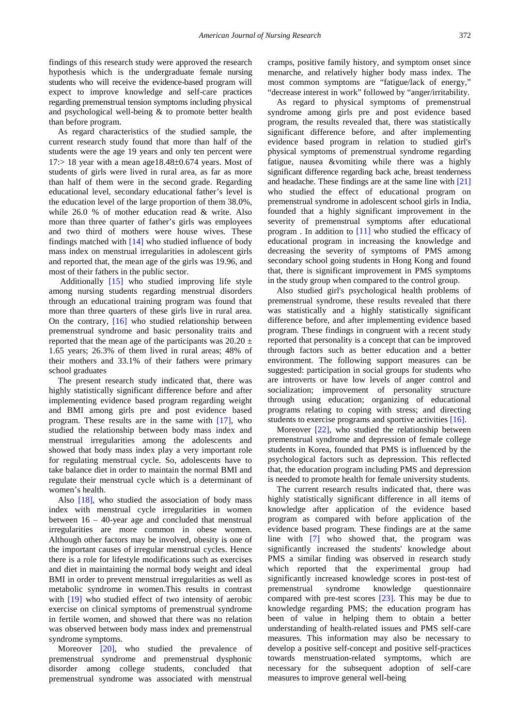findings of this research study were approved the research hypothesis which is the undergraduate female nursing students who will receive the evidence-based program will expect to improve knowledge and self-care practices regarding premenstrual tension symptoms including physical and psychological well-being & to promote better health than before program.

As regard characteristics of the studied sample, the current research study found that more than half of the students were the age 19 years and only ten percent were 17:> 18 year with a mean age18.48±0.674 years. Most of students of girls were lived in rural area, as far as more than half of them were in the second grade. Regarding educational level, secondary educational father's level is the education level of the large proportion of them 38.0%, while 26.0 % of mother education read & write. Also more than three quarter of father's girls was employees and two third of mothers were house wives. These findings matched with [14] who studied influence of body mass index on menstrual irregularities in adolescent girls and reported that, the mean age of the girls was 19.96, and most of their fathers in the public sector.

Additionally [15] who studied improving life style among nursing students regarding menstrual disorders through an educational training program was found that more than three quarters of these girls live in rural area. On the contrary, [16] who studied relationship between premenstrual syndrome and basic personality traits and reported that the mean age of the participants was 20.20 ± 1.65 years; 26.3% of them lived in rural areas; 48% of their mothers and 33.1% of their fathers were primary school graduates

The present research study indicated that, there was highly statistically significant difference before and after implementing evidence based program regarding weight and BMI among girls pre and post evidence based program. These results are in the same with [17], who studied the relationship between body mass index and menstrual irregularities among the adolescents and showed that body mass index play a very important role for regulating menstrual cycle. So, adolescents have to take balance diet in order to maintain the normal BMI and regulate their menstrual cycle which is a determinant of women's health.

Also [18], who studied the association of body mass index with menstrual cycle irregularities in women between 16 – 40-year age and concluded that menstrual irregularities are more common in obese women. Although other factors may be involved, obesity is one of the important causes of irregular menstrual cycles. Hence there is a role for lifestyle modifications such as exercises and diet in maintaining the normal body weight and ideal BMI in order to prevent menstrual irregularities as well as metabolic syndrome in women.This results in contrast with [19] who studied effect of two intensity of aerobic exercise on clinical symptoms of premenstrual syndrome in fertile women, and showed that there was no relation was observed between body mass index and premenstrual syndrome symptoms.

Moreover [20], who studied the prevalence of premenstrual syndrome and premenstrual dysphonic disorder among college students, concluded that premenstrual syndrome was associated with menstrual cramps, positive family history, and symptom onset since menarche, and relatively higher body mass index. The most common symptoms are "fatigue/lack of energy," "decrease interest in work" followed by "anger/irritability.

As regard to physical symptoms of premenstrual syndrome among girls pre and post evidence based program, the results revealed that, there was statistically significant difference before, and after implementing evidence based program in relation to studied girl's physical symptoms of premenstrual syndrome regarding fatigue, nausea &vomiting while there was a highly significant difference regarding back ache, breast tenderness and headache. These findings are at the same line with [21] who studied the effect of educational program on premenstrual syndrome in adolescent school girls in India, founded that a highly significant improvement in the severity of premenstrual symptoms after educational program . In addition to [11] who studied the efficacy of educational program in increasing the knowledge and decreasing the severity of symptoms of PMS among secondary school going students in Hong Kong and found that, there is significant improvement in PMS symptoms in the study group when compared to the control group.

Also studied girl's psychological health problems of premenstrual syndrome, these results revealed that there was statistically and a highly statistically significant difference before, and after implementing evidence based program. These findings in congruent with a recent study reported that personality is a concept that can be improved through factors such as better education and a better environment. The following support measures can be suggested: participation in social groups for students who are introverts or have low levels of anger control and socialization; improvement of personality structure through using education; organizing of educational programs relating to coping with stress; and directing students to exercise programs and sportive activities [16].

Moreover [22], who studied the relationship between premenstrual syndrome and depression of female college students in Korea, founded that PMS is influenced by the psychological factors such as depression. This reflected that, the education program including PMS and depression is needed to promote health for female university students.

The current research results indicated that, there was highly statistically significant difference in all items of knowledge after application of the evidence based program as compared with before application of the evidence based program. These findings are at the same line with [7] who showed that, the program was significantly increased the students' knowledge about PMS a similar finding was observed in research study which reported that the experimental group had significantly increased knowledge scores in post-test of premenstrual syndrome knowledge questionnaire compared with pre-test scores [23]. This may be due to knowledge regarding PMS; the education program has been of value in helping them to obtain a better understanding of health-related issues and PMS self-care measures. This information may also be necessary to develop a positive self-concept and positive self-practices towards menstruation-related symptoms, which are necessary for the subsequent adoption of self-care measures to improve general well-being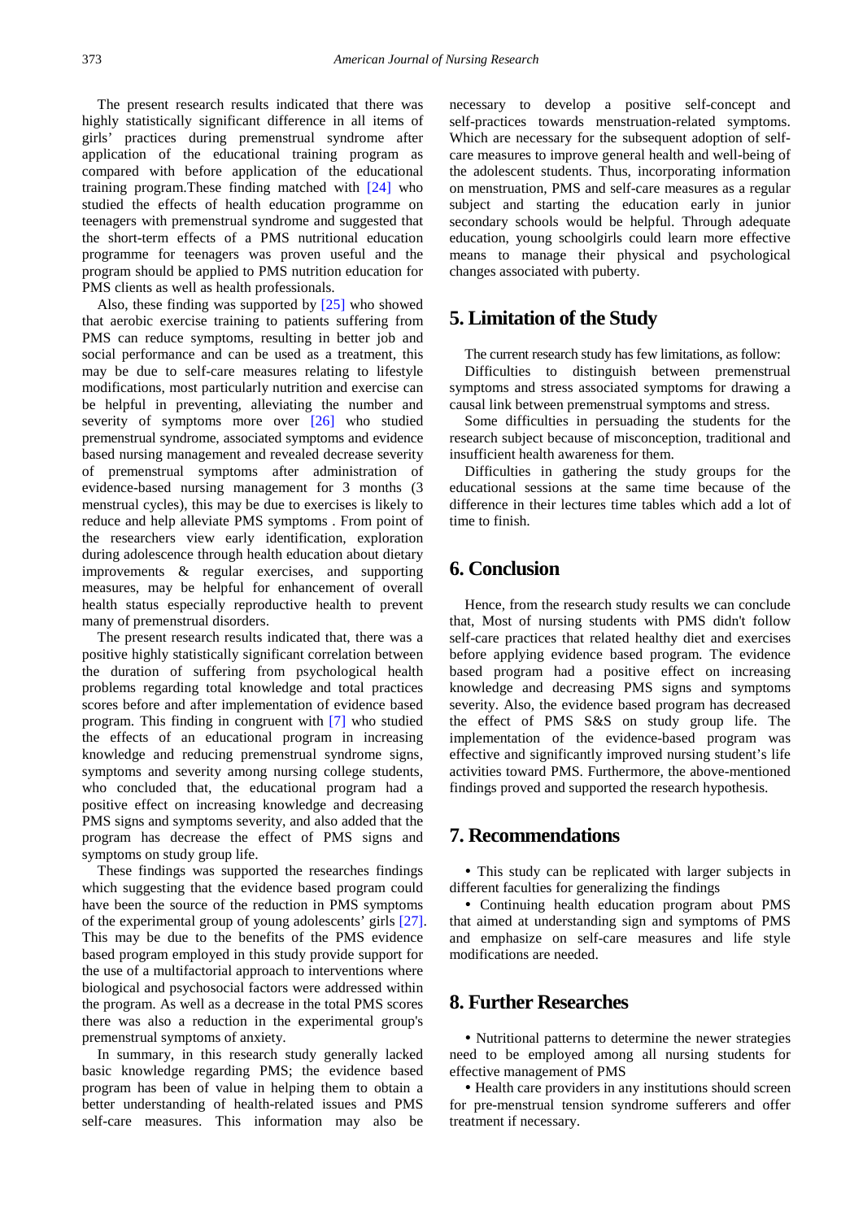The present research results indicated that there was highly statistically significant difference in all items of girls' practices during premenstrual syndrome after application of the educational training program as compared with before application of the educational training program.These finding matched with [24] who studied the effects of health education programme on teenagers with premenstrual syndrome and suggested that the short-term effects of a PMS nutritional education programme for teenagers was proven useful and the program should be applied to PMS nutrition education for PMS clients as well as health professionals.

Also, these finding was supported by [25] who showed that aerobic exercise training to patients suffering from PMS can reduce symptoms, resulting in better job and social performance and can be used as a treatment, this may be due to self-care measures relating to lifestyle modifications, most particularly nutrition and exercise can be helpful in preventing, alleviating the number and severity of symptoms more over [26] who studied premenstrual syndrome, associated symptoms and evidence based nursing management and revealed decrease severity of premenstrual symptoms after administration of evidence-based nursing management for 3 months (3 menstrual cycles), this may be due to exercises is likely to reduce and help alleviate PMS symptoms . From point of the researchers view early identification, exploration during adolescence through health education about dietary improvements & regular exercises, and supporting measures, may be helpful for enhancement of overall health status especially reproductive health to prevent many of premenstrual disorders.

The present research results indicated that, there was a positive highly statistically significant correlation between the duration of suffering from psychological health problems regarding total knowledge and total practices scores before and after implementation of evidence based program. This finding in congruent with [7] who studied the effects of an educational program in increasing knowledge and reducing premenstrual syndrome signs, symptoms and severity among nursing college students, who concluded that, the educational program had a positive effect on increasing knowledge and decreasing PMS signs and symptoms severity, and also added that the program has decrease the effect of PMS signs and symptoms on study group life.

These findings was supported the researches findings which suggesting that the evidence based program could have been the source of the reduction in PMS symptoms of the experimental group of young adolescents' girls [27]. This may be due to the benefits of the PMS evidence based program employed in this study provide support for the use of a multifactorial approach to interventions where biological and psychosocial factors were addressed within the program. As well as a decrease in the total PMS scores there was also a reduction in the experimental group's premenstrual symptoms of anxiety.

In summary, in this research study generally lacked basic knowledge regarding PMS; the evidence based program has been of value in helping them to obtain a better understanding of health-related issues and PMS self-care measures. This information may also be necessary to develop a positive self-concept and self-practices towards menstruation-related symptoms. Which are necessary for the subsequent adoption of self-care measures to improve general health and well-being of the adolescent students. Thus, incorporating information on menstruation, PMS and self-care measures as a regular subject and starting the education early in junior secondary schools would be helpful. Through adequate education, young schoolgirls could learn more effective means to manage their physical and psychological changes associated with puberty.

## 5. Limitation of the Study

The current research study has few limitations, as follow:

Difficulties to distinguish between premenstrual symptoms and stress associated symptoms for drawing a causal link between premenstrual symptoms and stress.

Some difficulties in persuading the students for the research subject because of misconception, traditional and insufficient health awareness for them.

Difficulties in gathering the study groups for the educational sessions at the same time because of the difference in their lectures time tables which add a lot of time to finish.

## 6. Conclusion

Hence, from the research study results we can conclude that, Most of nursing students with PMS didn't follow self-care practices that related healthy diet and exercises before applying evidence based program. The evidence based program had a positive effect on increasing knowledge and decreasing PMS signs and symptoms severity. Also, the evidence based program has decreased the effect of PMS S&S on study group life. The implementation of the evidence-based program was effective and significantly improved nursing student's life activities toward PMS. Furthermore, the above-mentioned findings proved and supported the research hypothesis.

## 7. Recommendations

- This study can be replicated with larger subjects in different faculties for generalizing the findings
- Continuing health education program about PMS that aimed at understanding sign and symptoms of PMS and emphasize on self-care measures and life style modifications are needed.

## 8. Further Researches

- Nutritional patterns to determine the newer strategies need to be employed among all nursing students for effective management of PMS
- Health care providers in any institutions should screen for pre-menstrual tension syndrome sufferers and offer treatment if necessary.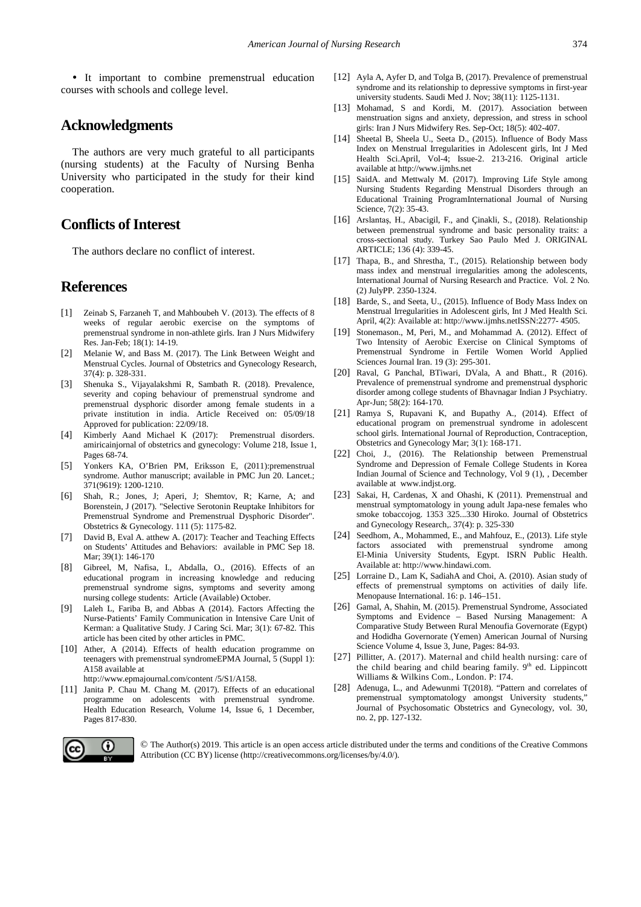- It important to combine premenstrual education courses with schools and college level.

## Acknowledgments

The authors are very much grateful to all participants (nursing students) at the Faculty of Nursing Benha University who participated in the study for their kind cooperation.

## Conflicts of Interest

The authors declare no conflict of interest.

## References

[1] Zeinab S, Farzaneh T, and Mahboubeh V. (2013). The effects of 8 weeks of regular aerobic exercise on the symptoms of premenstrual syndrome in non-athlete girls. Iran J Nurs Midwifery Res. Jan-Feb; 18(1): 14-19.

[2] Melanie W, and Bass M. (2017). The Link Between Weight and Menstrual Cycles. Journal of Obstetrics and Gynecology Research, 37(4): p. 328-331.

[3] Shenuka S., Vijayalakshmi R, Sambath R. (2018). Prevalence, severity and coping behaviour of premenstrual syndrome and premenstrual dysphoric disorder among female students in a private institution in india. Article Received on: 05/09/18 Approved for publication: 22/09/18.

[4] Kimberly Aand Michael K (2017): Premenstrual disorders. amiricainjornal of obstetrics and gynecology: Volume 218, Issue 1, Pages 68-74.

[5] Yonkers KA, O'Brien PM, Eriksson E, (2011):premenstrual syndrome. Author manuscript; available in PMC Jun 20. Lancet.; 371(9619): 1200-1210.

[6] Shah, R.; Jones, J; Aperi, J; Shemtov, R; Karne, A; and Borenstein, J (2017). "Selective Serotonin Reuptake Inhibitors for Premenstrual Syndrome and Premenstrual Dysphoric Disorder". Obstetrics & Gynecology. 111 (5): 1175-82.

[7] David B, Eval A. atthew A. (2017): Teacher and Teaching Effects on Students' Attitudes and Behaviors: available in PMC Sep 18. Mar; 39(1): 146-170

[8] Gibreel, M, Nafisa, I., Abdalla, O., (2016). Effects of an educational program in increasing knowledge and reducing premenstrual syndrome signs, symptoms and severity among nursing college students: Article (Available) October.

[9] Laleh L, Fariba B, and Abbas A (2014). Factors Affecting the Nurse-Patients' Family Communication in Intensive Care Unit of Kerman: a Qualitative Study. J Caring Sci. Mar; 3(1): 67-82. This article has been cited by other articles in PMC.

[10] Ather, A (2014). Effects of health education programme on teenagers with premenstrual syndromeEPMA Journal, 5 (Suppl 1): A158 available at http://www.epmajournal.com/content /5/S1/A158.

[11] Janita P. Chau M. Chang M. (2017). Effects of an educational programme on adolescents with premenstrual syndrome. Health Education Research, Volume 14, Issue 6, 1 December, Pages 817-830.

[12] Ayla A, Ayfer D, and Tolga B, (2017). Prevalence of premenstrual syndrome and its relationship to depressive symptoms in first-year university students. Saudi Med J. Nov; 38(11): 1125-1131.

[13] Mohamad, S and Kordi, M. (2017). Association between menstruation signs and anxiety, depression, and stress in school girls: Iran J Nurs Midwifery Res. Sep-Oct; 18(5): 402-407.

[14] Sheetal B, Sheela U., Seeta D., (2015). Influence of Body Mass Index on Menstrual Irregularities in Adolescent girls, Int J Med Health Sci.April, Vol-4; Issue-2. 213-216. Original article available at http://www.ijmhs.net

[15] SaidA. and Mettwaly M. (2017). Improving Life Style among Nursing Students Regarding Menstrual Disorders through an Educational Training ProgramInternational Journal of Nursing Science, 7(2): 35-43.

[16] Arslantaş, H., Abacigil, F., and Çinakli, S., (2018). Relationship between premenstrual syndrome and basic personality traits: a cross-sectional study. Turkey Sao Paulo Med J. ORIGINAL ARTICLE; 136 (4): 339-45.

[17] Thapa, B., and Shrestha, T., (2015). Relationship between body mass index and menstrual irregularities among the adolescents, International Journal of Nursing Research and Practice. Vol. 2 No. (2) JulyPP. 2350-1324.

[18] Barde, S., and Seeta, U., (2015). Influence of Body Mass Index on Menstrual Irregularities in Adolescent girls, Int J Med Health Sci. April, 4(2): Available at: http://www.ijmhs.netISSN:2277- 4505.

[19] Stonemason., M, Peri, M., and Mohammad A. (2012). Effect of Two Intensity of Aerobic Exercise on Clinical Symptoms of Premenstrual Syndrome in Fertile Women World Applied Sciences Journal Iran. 19 (3): 295-301.

[20] Raval, G Panchal, BTiwari, DVala, A and Bhatt., R (2016). Prevalence of premenstrual syndrome and premenstrual dysphoric disorder among college students of Bhavnagar Indian J Psychiatry. Apr-Jun; 58(2): 164-170.

[21] Ramya S, Rupavani K, and Bupathy A., (2014). Effect of educational program on premenstrual syndrome in adolescent school girls. International Journal of Reproduction, Contraception, Obstetrics and Gynecology Mar; 3(1): 168-171.

[22] Choi, J., (2016). The Relationship between Premenstrual Syndrome and Depression of Female College Students in Korea Indian Journal of Science and Technology, Vol 9 (1), , December available at www.indjst.org.

[23] Sakai, H, Cardenas, X and Ohashi, K (2011). Premenstrual and menstrual symptomatology in young adult Japa-nese females who smoke tobaccojog. 1353 325...330 Hiroko. Journal of Obstetrics and Gynecology Research,. 37(4): p. 325-330

[24] Seedhom, A., Mohammed, E., and Mahfouz, E., (2013). Life style factors associated with premenstrual syndrome among El-Minia University Students, Egypt. ISRN Public Health. Available at: http://www.hindawi.com.

[25] Lorraine D., Lam K, SadiahA and Choi, A. (2010). Asian study of effects of premenstrual symptoms on activities of daily life. Menopause International. 16: p. 146–151.

[26] Gamal, A, Shahin, M. (2015). Premenstrual Syndrome, Associated Symptoms and Evidence – Based Nursing Management: A Comparative Study Between Rural Menoufia Governorate (Egypt) and Hodidha Governorate (Yemen) American Journal of Nursing Science Volume 4, Issue 3, June, Pages: 84-93.

[27] Pillitter, A. (2017). Maternal and child health nursing: care of the child bearing and child bearing family. 9th ed. Lippincott Williams & Wilkins Com., London. P: I74.

[28] Adenuga, L., and Adewunmi T(2018). "Pattern and correlates of premenstrual symptomatology amongst University students," Journal of Psychosomatic Obstetrics and Gynecology, vol. 30, no. 2, pp. 127-132.

© The Author(s) 2019. This article is an open access article distributed under the terms and conditions of the Creative Commons Attribution (CC BY) license (http://creativecommons.org/licenses/by/4.0/).